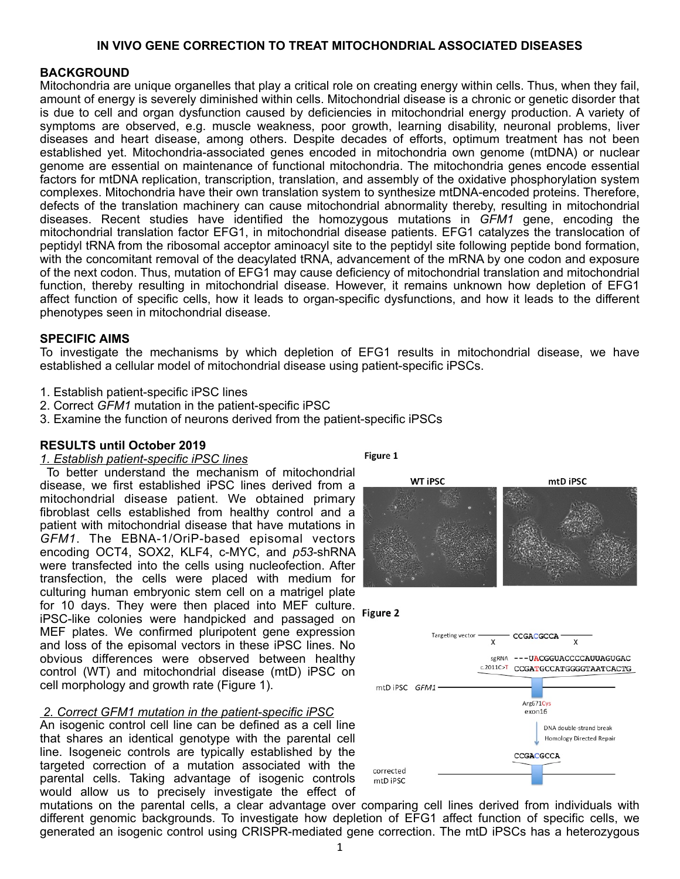# IN VIVO GENE CORRECTION TO TREAT MITOCHONDRIAL ASSOCIATED DISEASES

## BACKGROUND

Mitochondria are unique organelles that play a critical role on creating energy within cells. Thus, when they fail, amount of energy is severely diminished within cells. Mitochondrial disease is a chronic or genetic disorder that is due to cell and organ dysfunction caused by deficiencies in mitochondrial energy production. A variety of symptoms are observed, e.g. muscle weakness, poor growth, learning disability, neuronal problems, liver diseases and heart disease, among others. Despite decades of efforts, optimum treatment has not been established yet. Mitochondria-associated genes encoded in mitochondria own genome (mtDNA) or nuclear genome are essential on maintenance of functional mitochondria. The mitochondria genes encode essential factors for mtDNA replication, transcription, translation, and assembly of the oxidative phosphorylation system complexes. Mitochondria have their own translation system to synthesize mtDNA-encoded proteins. Therefore, defects of the translation machinery can cause mitochondrial abnormality thereby, resulting in mitochondrial diseases. Recent studies have identified the homozygous mutations in *GFM1* gene, encoding the mitochondrial translation factor EFG1, in mitochondrial disease patients. EFG1 catalyzes the translocation of peptidyl tRNA from the ribosomal acceptor aminoacyl site to the peptidyl site following peptide bond formation, with the concomitant removal of the deacylated tRNA, advancement of the mRNA by one codon and exposure of the next codon. Thus, mutation of EFG1 may cause deficiency of mitochondrial translation and mitochondrial function, thereby resulting in mitochondrial disease. However, it remains unknown how depletion of EFG1 affect function of specific cells, how it leads to organ-specific dysfunctions, and how it leads to the different phenotypes seen in mitochondrial disease.

## SPECIFIC AIMS

To investigate the mechanisms by which depletion of EFG1 results in mitochondrial disease, we have established a cellular model of mitochondrial disease using patient-specific iPSCs.

1. Establish patient-specific iPSC lines
2. Correct *GFM1* mutation in the patient-specific iPSC
3. Examine the function of neurons derived from the patient-specific iPSCs

## RESULTS until October 2019

*1. Establish patient-specific iPSC lines*

To better understand the mechanism of mitochondrial disease, we first established iPSC lines derived from a mitochondrial disease patient. We obtained primary fibroblast cells established from healthy control and a patient with mitochondrial disease that have mutations in *GFM1*. The EBNA-1/OriP-based episomal vectors encoding OCT4, SOX2, KLF4, c-MYC, and *p53*-shRNA were transfected into the cells using nucleofection. After transfection, the cells were placed with medium for culturing human embryonic stem cell on a matrigel plate for 10 days. They were then placed into MEF culture. iPSC-like colonies were handpicked and passaged on MEF plates. We confirmed pluripotent gene expression and loss of the episomal vectors in these iPSC lines. No obvious differences were observed between healthy control (WT) and mitochondrial disease (mtD) iPSC on cell morphology and growth rate (Figure 1).

Figure 1

WT iPSC | mtD iPSC

Figure 2

Targeting vector — CCGACGCCA — (X X)

sgRNA ---UACGGUACCCCAUUAGUGAC

c.2011C>T CCGATGCCATGGGGTAATCACTG

mtD iPSC *GFM1*

Arg671Cys exon16

DNA double-strand break → Homology Directed Repair

CCGACGCCA

corrected mtD iPSC

*2. Correct GFM1 mutation in the patient-specific iPSC*

An isogenic control cell line can be defined as a cell line that shares an identical genotype with the parental cell line. Isogeneic controls are typically established by the targeted correction of a mutation associated with the parental cells. Taking advantage of isogenic controls would allow us to precisely investigate the effect of mutations on the parental cells, a clear advantage over comparing cell lines derived from individuals with different genomic backgrounds. To investigate how depletion of EFG1 affect function of specific cells, we generated an isogenic control using CRISPR-mediated gene correction. The mtD iPSCs has a heterozygous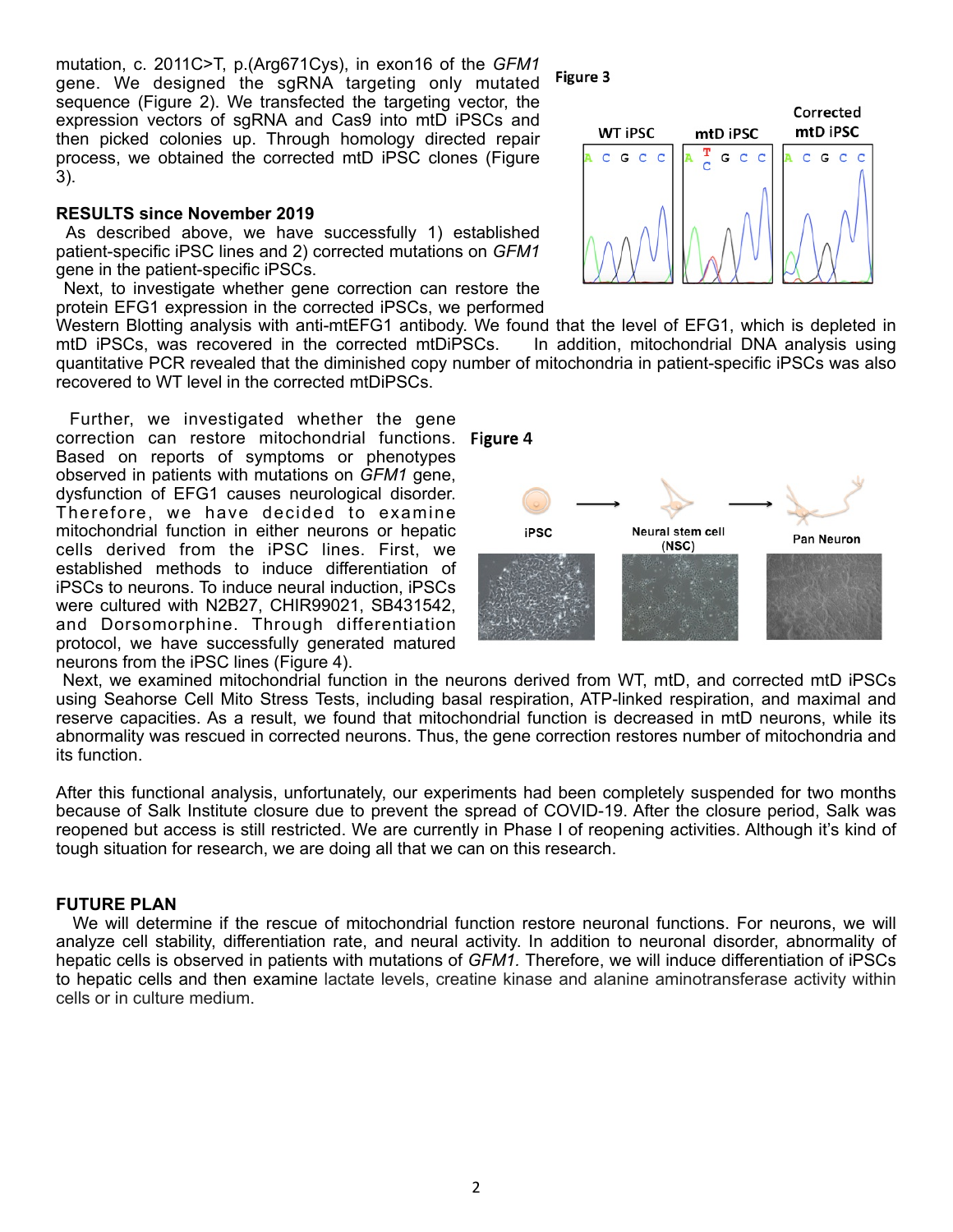mutation, c. 2011C>T, p.(Arg671Cys), in exon16 of the *GFM1* gene. We designed the sgRNA targeting only mutated sequence (Figure 2). We transfected the targeting vector, the expression vectors of sgRNA and Cas9 into mtD iPSCs and then picked colonies up. Through homology directed repair process, we obtained the corrected mtD iPSC clones (Figure 3).

**Figure 3**

WT iPSC

mtD iPSC

Corrected mtD iPSC

A C G C C

A T/C G C C

A C G C C

## RESULTS since November 2019

As described above, we have successfully 1) established patient-specific iPSC lines and 2) corrected mutations on *GFM1* gene in the patient-specific iPSCs.

Next, to investigate whether gene correction can restore the protein EFG1 expression in the corrected iPSCs, we performed Western Blotting analysis with anti-mtEFG1 antibody. We found that the level of EFG1, which is depleted in mtD iPSCs, was recovered in the corrected mtDiPSCs. In addition, mitochondrial DNA analysis using quantitative PCR revealed that the diminished copy number of mitochondria in patient-specific iPSCs was also recovered to WT level in the corrected mtDiPSCs.

Further, we investigated whether the gene correction can restore mitochondrial functions. Based on reports of symptoms or phenotypes observed in patients with mutations on *GFM1* gene, dysfunction of EFG1 causes neurological disorder. Therefore, we have decided to examine mitochondrial function in either neurons or hepatic cells derived from the iPSC lines. First, we established methods to induce differentiation of iPSCs to neurons. To induce neural induction, iPSCs were cultured with N2B27, CHIR99021, SB431542, and Dorsomorphine. Through differentiation protocol, we have successfully generated matured neurons from the iPSC lines (Figure 4).

**Figure 4**

iPSC

Neural stem cell (NSC)

Pan Neuron

Next, we examined mitochondrial function in the neurons derived from WT, mtD, and corrected mtD iPSCs using Seahorse Cell Mito Stress Tests, including basal respiration, ATP-linked respiration, and maximal and reserve capacities. As a result, we found that mitochondrial function is decreased in mtD neurons, while its abnormality was rescued in corrected neurons. Thus, the gene correction restores number of mitochondria and its function.

After this functional analysis, unfortunately, our experiments had been completely suspended for two months because of Salk Institute closure due to prevent the spread of COVID-19. After the closure period, Salk was reopened but access is still restricted. We are currently in Phase I of reopening activities. Although it's kind of tough situation for research, we are doing all that we can on this research.

## FUTURE PLAN

We will determine if the rescue of mitochondrial function restore neuronal functions. For neurons, we will analyze cell stability, differentiation rate, and neural activity. In addition to neuronal disorder, abnormality of hepatic cells is observed in patients with mutations of *GFM1.* Therefore, we will induce differentiation of iPSCs to hepatic cells and then examine lactate levels, creatine kinase and alanine aminotransferase activity within cells or in culture medium.